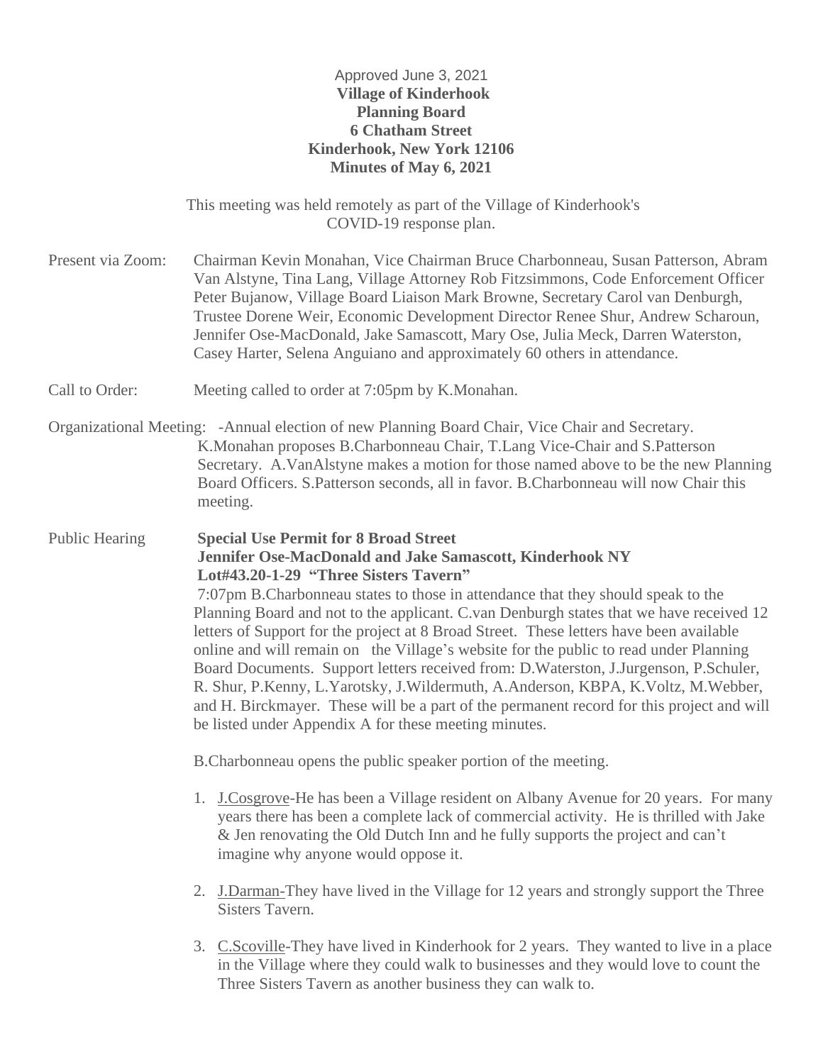Approved June 3, 2021

**Village of Kinderhook**
**Planning Board**
**6 Chatham Street**
**Kinderhook, New York 12106**
**Minutes of May 6, 2021**

This meeting was held remotely as part of the Village of Kinderhook's COVID-19 response plan.

Present via Zoom: Chairman Kevin Monahan, Vice Chairman Bruce Charbonneau, Susan Patterson, Abram Van Alstyne, Tina Lang, Village Attorney Rob Fitzsimmons, Code Enforcement Officer Peter Bujanow, Village Board Liaison Mark Browne, Secretary Carol van Denburgh, Trustee Dorene Weir, Economic Development Director Renee Shur, Andrew Scharoun, Jennifer Ose-MacDonald, Jake Samascott, Mary Ose, Julia Meck, Darren Waterston, Casey Harter, Selena Anguiano and approximately 60 others in attendance.

Call to Order: Meeting called to order at 7:05pm by K.Monahan.

Organizational Meeting: -Annual election of new Planning Board Chair, Vice Chair and Secretary. K.Monahan proposes B.Charbonneau Chair, T.Lang Vice-Chair and S.Patterson Secretary. A.VanAlstyne makes a motion for those named above to be the new Planning Board Officers. S.Patterson seconds, all in favor. B.Charbonneau will now Chair this meeting.

Public Hearing **Special Use Permit for 8 Broad Street**
**Jennifer Ose-MacDonald and Jake Samascott, Kinderhook NY**
**Lot#43.20-1-29 "Three Sisters Tavern"**

7:07pm B.Charbonneau states to those in attendance that they should speak to the Planning Board and not to the applicant. C.van Denburgh states that we have received 12 letters of Support for the project at 8 Broad Street. These letters have been available online and will remain on the Village's website for the public to read under Planning Board Documents. Support letters received from: D.Waterston, J.Jurgenson, P.Schuler, R. Shur, P.Kenny, L.Yarotsky, J.Wildermuth, A.Anderson, KBPA, K.Voltz, M.Webber, and H. Birckmayer. These will be a part of the permanent record for this project and will be listed under Appendix A for these meeting minutes.

B.Charbonneau opens the public speaker portion of the meeting.

1. J.Cosgrove-He has been a Village resident on Albany Avenue for 20 years. For many years there has been a complete lack of commercial activity. He is thrilled with Jake & Jen renovating the Old Dutch Inn and he fully supports the project and can't imagine why anyone would oppose it.
2. J.Darman-They have lived in the Village for 12 years and strongly support the Three Sisters Tavern.
3. C.Scoville-They have lived in Kinderhook for 2 years. They wanted to live in a place in the Village where they could walk to businesses and they would love to count the Three Sisters Tavern as another business they can walk to.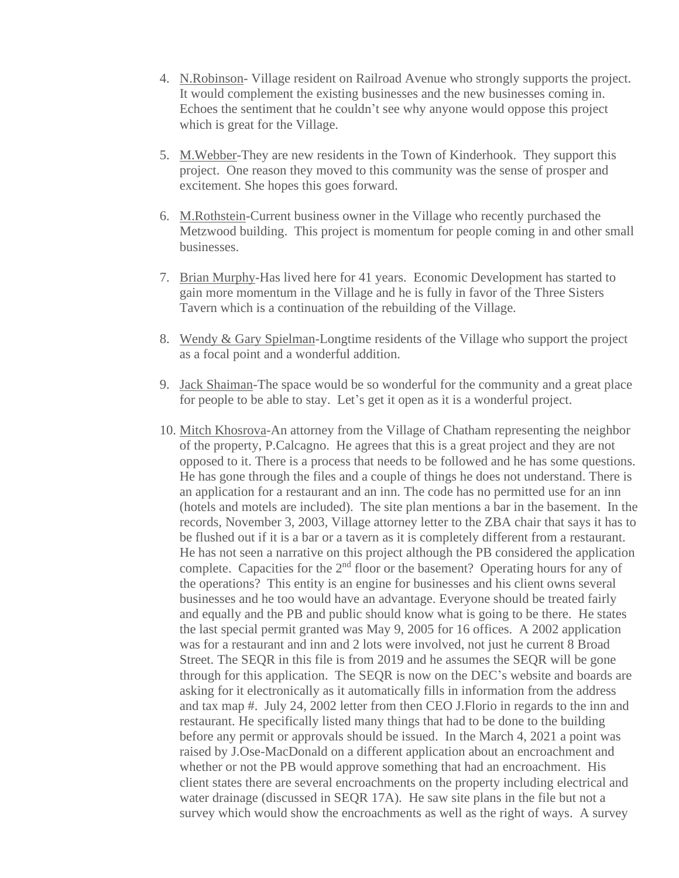4. N.Robinson- Village resident on Railroad Avenue who strongly supports the project. It would complement the existing businesses and the new businesses coming in. Echoes the sentiment that he couldn't see why anyone would oppose this project which is great for the Village.

5. M.Webber-They are new residents in the Town of Kinderhook. They support this project. One reason they moved to this community was the sense of prosper and excitement. She hopes this goes forward.

6. M.Rothstein-Current business owner in the Village who recently purchased the Metzwood building. This project is momentum for people coming in and other small businesses.

7. Brian Murphy-Has lived here for 41 years. Economic Development has started to gain more momentum in the Village and he is fully in favor of the Three Sisters Tavern which is a continuation of the rebuilding of the Village.

8. Wendy & Gary Spielman-Longtime residents of the Village who support the project as a focal point and a wonderful addition.

9. Jack Shaiman-The space would be so wonderful for the community and a great place for people to be able to stay. Let's get it open as it is a wonderful project.

10. Mitch Khosrova-An attorney from the Village of Chatham representing the neighbor of the property, P.Calcagno. He agrees that this is a great project and they are not opposed to it. There is a process that needs to be followed and he has some questions. He has gone through the files and a couple of things he does not understand. There is an application for a restaurant and an inn. The code has no permitted use for an inn (hotels and motels are included). The site plan mentions a bar in the basement. In the records, November 3, 2003, Village attorney letter to the ZBA chair that says it has to be flushed out if it is a bar or a tavern as it is completely different from a restaurant. He has not seen a narrative on this project although the PB considered the application complete. Capacities for the 2nd floor or the basement? Operating hours for any of the operations? This entity is an engine for businesses and his client owns several businesses and he too would have an advantage. Everyone should be treated fairly and equally and the PB and public should know what is going to be there. He states the last special permit granted was May 9, 2005 for 16 offices. A 2002 application was for a restaurant and inn and 2 lots were involved, not just he current 8 Broad Street. The SEQR in this file is from 2019 and he assumes the SEQR will be gone through for this application. The SEQR is now on the DEC's website and boards are asking for it electronically as it automatically fills in information from the address and tax map #. July 24, 2002 letter from then CEO J.Florio in regards to the inn and restaurant. He specifically listed many things that had to be done to the building before any permit or approvals should be issued. In the March 4, 2021 a point was raised by J.Ose-MacDonald on a different application about an encroachment and whether or not the PB would approve something that had an encroachment. His client states there are several encroachments on the property including electrical and water drainage (discussed in SEQR 17A). He saw site plans in the file but not a survey which would show the encroachments as well as the right of ways. A survey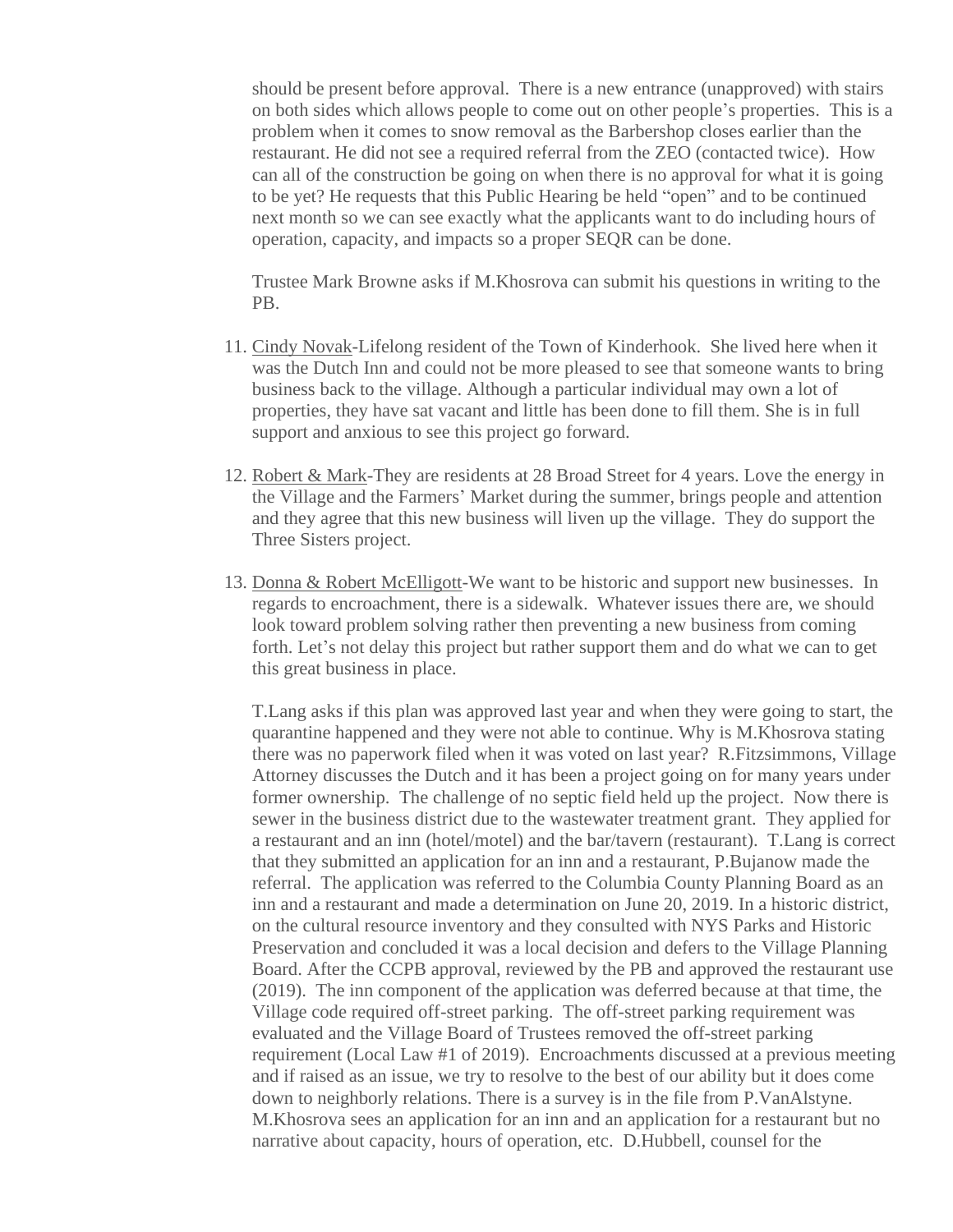should be present before approval. There is a new entrance (unapproved) with stairs on both sides which allows people to come out on other people's properties. This is a problem when it comes to snow removal as the Barbershop closes earlier than the restaurant. He did not see a required referral from the ZEO (contacted twice). How can all of the construction be going on when there is no approval for what it is going to be yet? He requests that this Public Hearing be held "open" and to be continued next month so we can see exactly what the applicants want to do including hours of operation, capacity, and impacts so a proper SEQR can be done.

Trustee Mark Browne asks if M.Khosrova can submit his questions in writing to the PB.

11. Cindy Novak-Lifelong resident of the Town of Kinderhook. She lived here when it was the Dutch Inn and could not be more pleased to see that someone wants to bring business back to the village. Although a particular individual may own a lot of properties, they have sat vacant and little has been done to fill them. She is in full support and anxious to see this project go forward.

12. Robert & Mark-They are residents at 28 Broad Street for 4 years. Love the energy in the Village and the Farmers' Market during the summer, brings people and attention and they agree that this new business will liven up the village. They do support the Three Sisters project.

13. Donna & Robert McElligott-We want to be historic and support new businesses. In regards to encroachment, there is a sidewalk. Whatever issues there are, we should look toward problem solving rather then preventing a new business from coming forth. Let's not delay this project but rather support them and do what we can to get this great business in place.

    T.Lang asks if this plan was approved last year and when they were going to start, the quarantine happened and they were not able to continue. Why is M.Khosrova stating there was no paperwork filed when it was voted on last year? R.Fitzsimmons, Village Attorney discusses the Dutch and it has been a project going on for many years under former ownership. The challenge of no septic field held up the project. Now there is sewer in the business district due to the wastewater treatment grant. They applied for a restaurant and an inn (hotel/motel) and the bar/tavern (restaurant). T.Lang is correct that they submitted an application for an inn and a restaurant, P.Bujanow made the referral. The application was referred to the Columbia County Planning Board as an inn and a restaurant and made a determination on June 20, 2019. In a historic district, on the cultural resource inventory and they consulted with NYS Parks and Historic Preservation and concluded it was a local decision and defers to the Village Planning Board. After the CCPB approval, reviewed by the PB and approved the restaurant use (2019). The inn component of the application was deferred because at that time, the Village code required off-street parking. The off-street parking requirement was evaluated and the Village Board of Trustees removed the off-street parking requirement (Local Law #1 of 2019). Encroachments discussed at a previous meeting and if raised as an issue, we try to resolve to the best of our ability but it does come down to neighborly relations. There is a survey is in the file from P.VanAlstyne. M.Khosrova sees an application for an inn and an application for a restaurant but no narrative about capacity, hours of operation, etc. D.Hubbell, counsel for the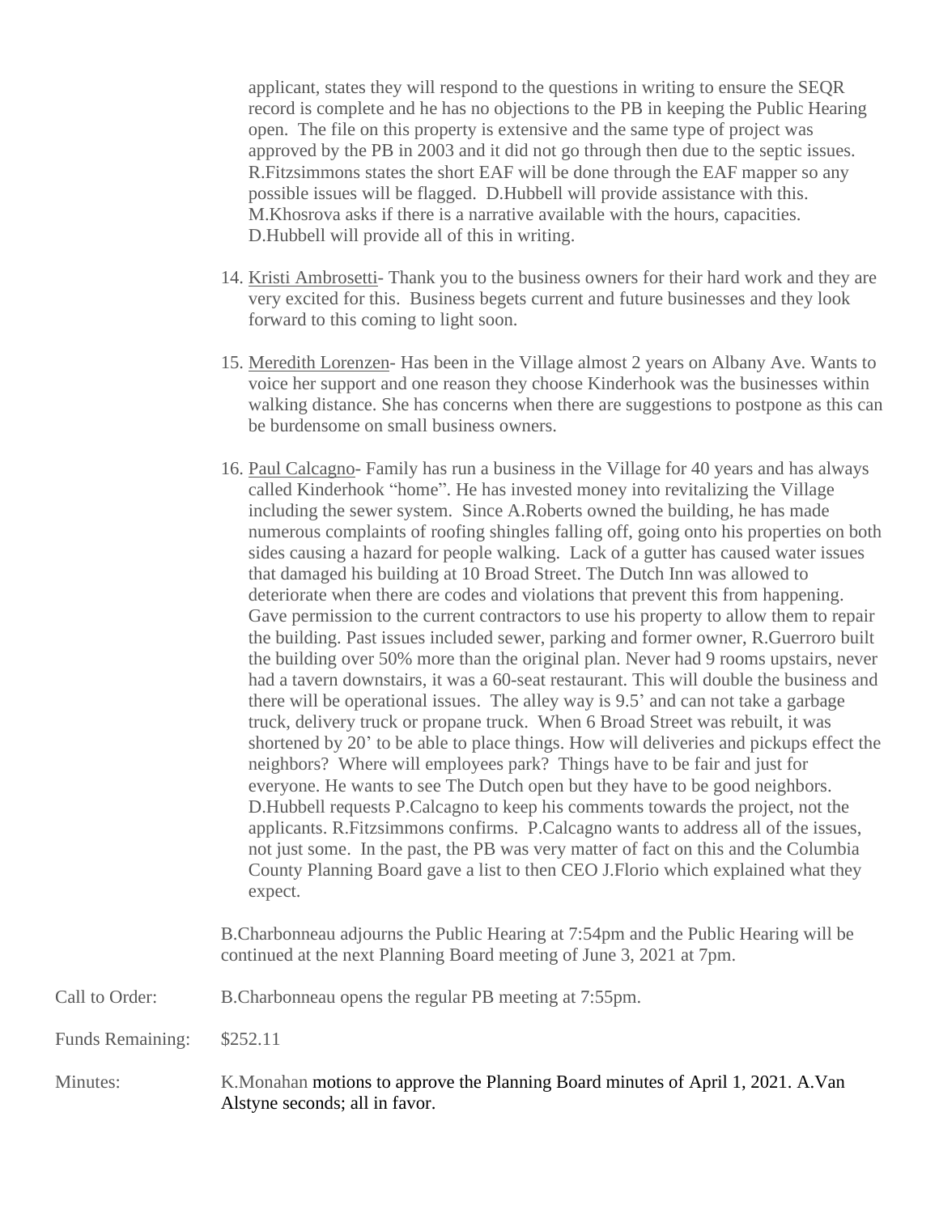applicant, states they will respond to the questions in writing to ensure the SEQR record is complete and he has no objections to the PB in keeping the Public Hearing open. The file on this property is extensive and the same type of project was approved by the PB in 2003 and it did not go through then due to the septic issues. R.Fitzsimmons states the short EAF will be done through the EAF mapper so any possible issues will be flagged. D.Hubbell will provide assistance with this. M.Khosrova asks if there is a narrative available with the hours, capacities. D.Hubbell will provide all of this in writing.

14. Kristi Ambrosetti- Thank you to the business owners for their hard work and they are very excited for this. Business begets current and future businesses and they look forward to this coming to light soon.

15. Meredith Lorenzen- Has been in the Village almost 2 years on Albany Ave. Wants to voice her support and one reason they choose Kinderhook was the businesses within walking distance. She has concerns when there are suggestions to postpone as this can be burdensome on small business owners.

16. Paul Calcagno- Family has run a business in the Village for 40 years and has always called Kinderhook "home". He has invested money into revitalizing the Village including the sewer system. Since A.Roberts owned the building, he has made numerous complaints of roofing shingles falling off, going onto his properties on both sides causing a hazard for people walking. Lack of a gutter has caused water issues that damaged his building at 10 Broad Street. The Dutch Inn was allowed to deteriorate when there are codes and violations that prevent this from happening. Gave permission to the current contractors to use his property to allow them to repair the building. Past issues included sewer, parking and former owner, R.Guerroro built the building over 50% more than the original plan. Never had 9 rooms upstairs, never had a tavern downstairs, it was a 60-seat restaurant. This will double the business and there will be operational issues. The alley way is 9.5' and can not take a garbage truck, delivery truck or propane truck. When 6 Broad Street was rebuilt, it was shortened by 20' to be able to place things. How will deliveries and pickups effect the neighbors? Where will employees park? Things have to be fair and just for everyone. He wants to see The Dutch open but they have to be good neighbors. D.Hubbell requests P.Calcagno to keep his comments towards the project, not the applicants. R.Fitzsimmons confirms. P.Calcagno wants to address all of the issues, not just some. In the past, the PB was very matter of fact on this and the Columbia County Planning Board gave a list to then CEO J.Florio which explained what they expect.

B.Charbonneau adjourns the Public Hearing at 7:54pm and the Public Hearing will be continued at the next Planning Board meeting of June 3, 2021 at 7pm.

Call to Order: B.Charbonneau opens the regular PB meeting at 7:55pm.

Funds Remaining: $252.11

Minutes: K.Monahan motions to approve the Planning Board minutes of April 1, 2021. A.Van Alstyne seconds; all in favor.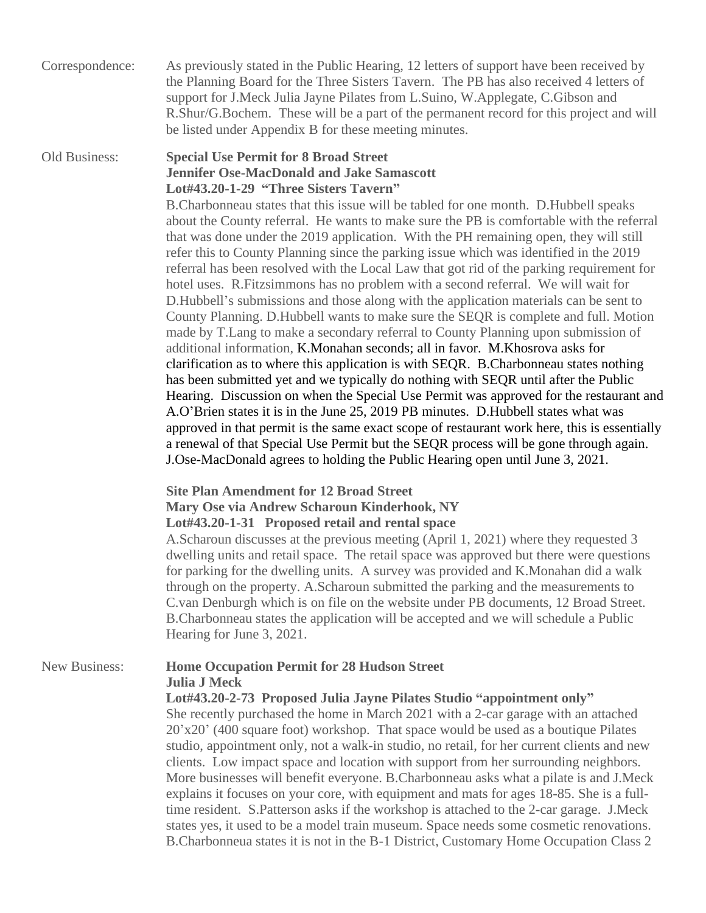Correspondence: As previously stated in the Public Hearing, 12 letters of support have been received by the Planning Board for the Three Sisters Tavern. The PB has also received 4 letters of support for J.Meck Julia Jayne Pilates from L.Suino, W.Applegate, C.Gibson and R.Shur/G.Bochem. These will be a part of the permanent record for this project and will be listed under Appendix B for these meeting minutes.

Old Business: **Special Use Permit for 8 Broad Street**
**Jennifer Ose-MacDonald and Jake Samascott**
**Lot#43.20-1-29 "Three Sisters Tavern"**

B.Charbonneau states that this issue will be tabled for one month. D.Hubbell speaks about the County referral. He wants to make sure the PB is comfortable with the referral that was done under the 2019 application. With the PH remaining open, they will still refer this to County Planning since the parking issue which was identified in the 2019 referral has been resolved with the Local Law that got rid of the parking requirement for hotel uses. R.Fitzsimmons has no problem with a second referral. We will wait for D.Hubbell's submissions and those along with the application materials can be sent to County Planning. D.Hubbell wants to make sure the SEQR is complete and full. Motion made by T.Lang to make a secondary referral to County Planning upon submission of additional information, K.Monahan seconds; all in favor. M.Khosrova asks for clarification as to where this application is with SEQR. B.Charbonneau states nothing has been submitted yet and we typically do nothing with SEQR until after the Public Hearing. Discussion on when the Special Use Permit was approved for the restaurant and A.O'Brien states it is in the June 25, 2019 PB minutes. D.Hubbell states what was approved in that permit is the same exact scope of restaurant work here, this is essentially a renewal of that Special Use Permit but the SEQR process will be gone through again. J.Ose-MacDonald agrees to holding the Public Hearing open until June 3, 2021.

**Site Plan Amendment for 12 Broad Street**
**Mary Ose via Andrew Scharoun Kinderhook, NY**
**Lot#43.20-1-31 Proposed retail and rental space**

A.Scharoun discusses at the previous meeting (April 1, 2021) where they requested 3 dwelling units and retail space. The retail space was approved but there were questions for parking for the dwelling units. A survey was provided and K.Monahan did a walk through on the property. A.Scharoun submitted the parking and the measurements to C.van Denburgh which is on file on the website under PB documents, 12 Broad Street. B.Charbonneau states the application will be accepted and we will schedule a Public Hearing for June 3, 2021.

New Business: **Home Occupation Permit for 28 Hudson Street**
**Julia J Meck**
**Lot#43.20-2-73 Proposed Julia Jayne Pilates Studio "appointment only"**

She recently purchased the home in March 2021 with a 2-car garage with an attached 20'x20' (400 square foot) workshop. That space would be used as a boutique Pilates studio, appointment only, not a walk-in studio, no retail, for her current clients and new clients. Low impact space and location with support from her surrounding neighbors. More businesses will benefit everyone. B.Charbonneau asks what a pilate is and J.Meck explains it focuses on your core, with equipment and mats for ages 18-85. She is a full-time resident. S.Patterson asks if the workshop is attached to the 2-car garage. J.Meck states yes, it used to be a model train museum. Space needs some cosmetic renovations. B.Charbonneua states it is not in the B-1 District, Customary Home Occupation Class 2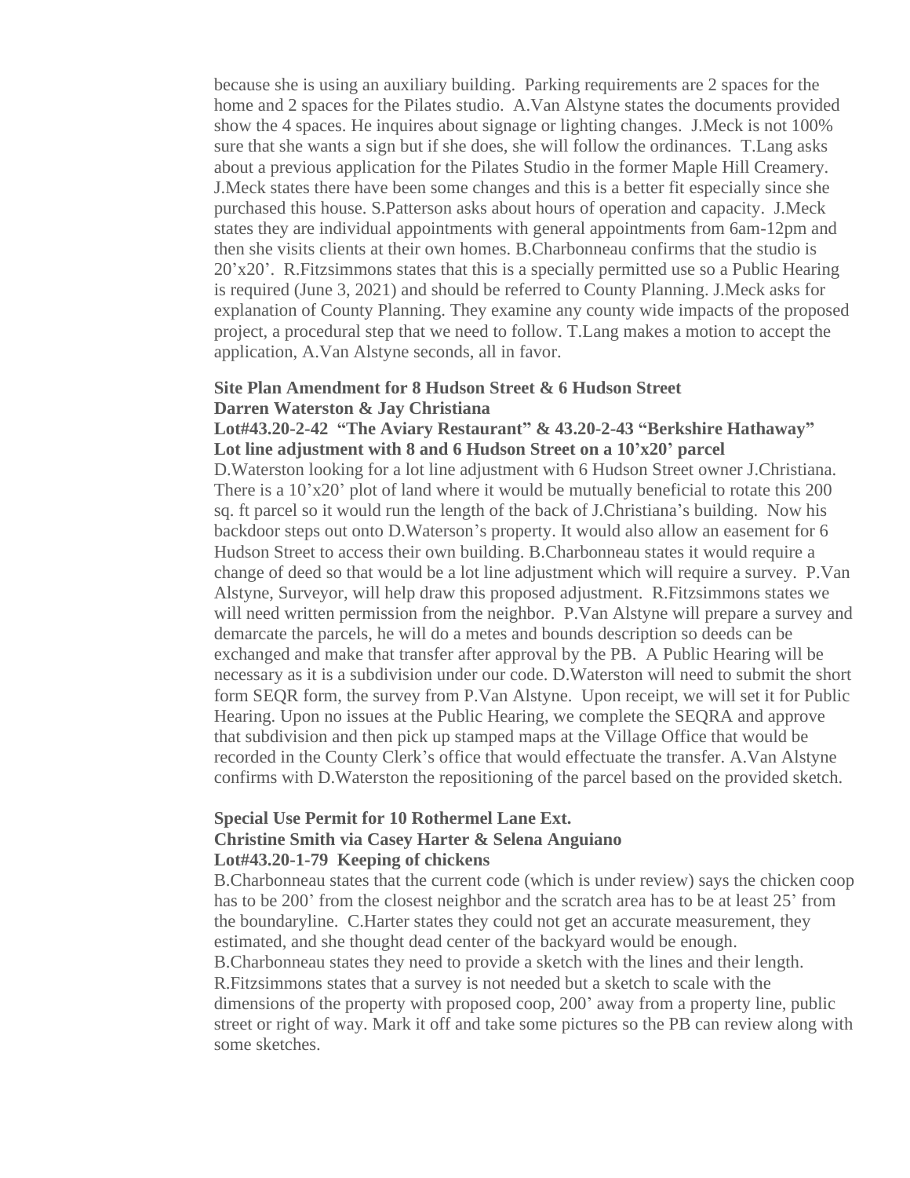because she is using an auxiliary building. Parking requirements are 2 spaces for the home and 2 spaces for the Pilates studio. A.Van Alstyne states the documents provided show the 4 spaces. He inquires about signage or lighting changes. J.Meck is not 100% sure that she wants a sign but if she does, she will follow the ordinances. T.Lang asks about a previous application for the Pilates Studio in the former Maple Hill Creamery. J.Meck states there have been some changes and this is a better fit especially since she purchased this house. S.Patterson asks about hours of operation and capacity. J.Meck states they are individual appointments with general appointments from 6am-12pm and then she visits clients at their own homes. B.Charbonneau confirms that the studio is 20'x20'. R.Fitzsimmons states that this is a specially permitted use so a Public Hearing is required (June 3, 2021) and should be referred to County Planning. J.Meck asks for explanation of County Planning. They examine any county wide impacts of the proposed project, a procedural step that we need to follow. T.Lang makes a motion to accept the application, A.Van Alstyne seconds, all in favor.

**Site Plan Amendment for 8 Hudson Street & 6 Hudson Street**
**Darren Waterston & Jay Christiana**
**Lot#43.20-2-42 "The Aviary Restaurant" & 43.20-2-43 "Berkshire Hathaway"**
**Lot line adjustment with 8 and 6 Hudson Street on a 10'x20' parcel**

D.Waterston looking for a lot line adjustment with 6 Hudson Street owner J.Christiana. There is a 10'x20' plot of land where it would be mutually beneficial to rotate this 200 sq. ft parcel so it would run the length of the back of J.Christiana's building. Now his backdoor steps out onto D.Waterson's property. It would also allow an easement for 6 Hudson Street to access their own building. B.Charbonneau states it would require a change of deed so that would be a lot line adjustment which will require a survey. P.Van Alstyne, Surveyor, will help draw this proposed adjustment. R.Fitzsimmons states we will need written permission from the neighbor. P.Van Alstyne will prepare a survey and demarcate the parcels, he will do a metes and bounds description so deeds can be exchanged and make that transfer after approval by the PB. A Public Hearing will be necessary as it is a subdivision under our code. D.Waterston will need to submit the short form SEQR form, the survey from P.Van Alstyne. Upon receipt, we will set it for Public Hearing. Upon no issues at the Public Hearing, we complete the SEQRA and approve that subdivision and then pick up stamped maps at the Village Office that would be recorded in the County Clerk's office that would effectuate the transfer. A.Van Alstyne confirms with D.Waterston the repositioning of the parcel based on the provided sketch.

**Special Use Permit for 10 Rothermel Lane Ext.**
**Christine Smith via Casey Harter & Selena Anguiano**
**Lot#43.20-1-79 Keeping of chickens**

B.Charbonneau states that the current code (which is under review) says the chicken coop has to be 200' from the closest neighbor and the scratch area has to be at least 25' from the boundaryline. C.Harter states they could not get an accurate measurement, they estimated, and she thought dead center of the backyard would be enough. B.Charbonneau states they need to provide a sketch with the lines and their length. R.Fitzsimmons states that a survey is not needed but a sketch to scale with the dimensions of the property with proposed coop, 200' away from a property line, public street or right of way. Mark it off and take some pictures so the PB can review along with some sketches.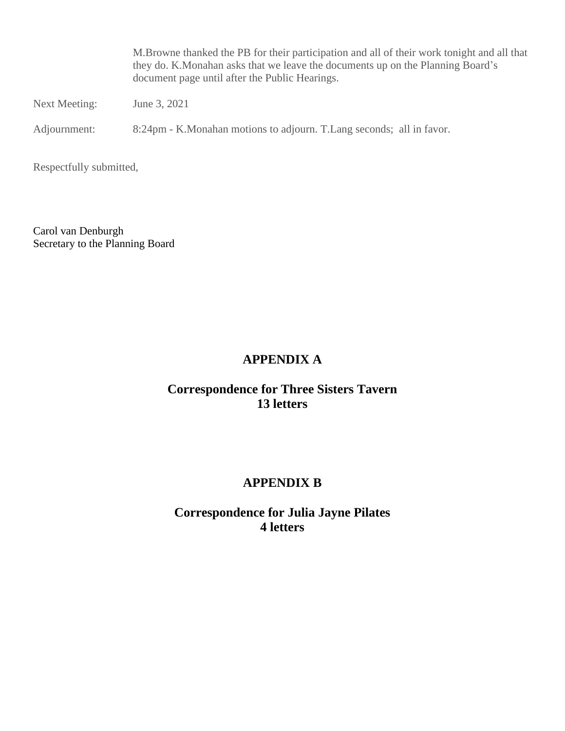M.Browne thanked the PB for their participation and all of their work tonight and all that they do. K.Monahan asks that we leave the documents up on the Planning Board's document page until after the Public Hearings.

Next Meeting: June 3, 2021

Adjournment: 8:24pm - K.Monahan motions to adjourn. T.Lang seconds; all in favor.

Respectfully submitted,

Carol van Denburgh
Secretary to the Planning Board

## APPENDIX A

**Correspondence for Three Sisters Tavern**
**13 letters**

## APPENDIX B

**Correspondence for Julia Jayne Pilates**
**4 letters**